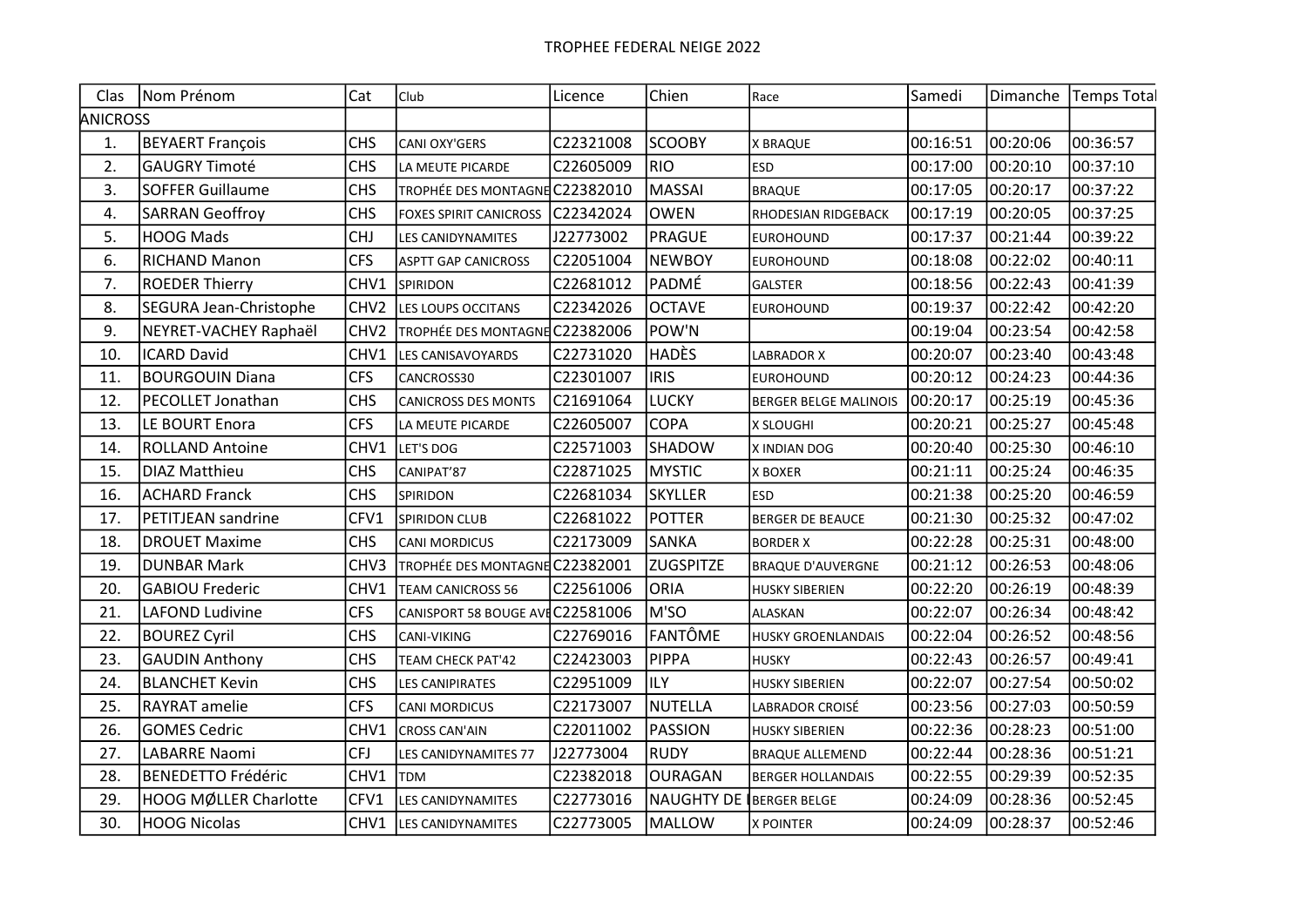# TROPHEE FEDERAL NEIGE 2022

| Clas | Nom Prénom | Cat | Club | Licence | Chien | Race | Samedi | Dimanche | Temps Total |
|---|---|---|---|---|---|---|---|---|---|
| ANICROSS | | | | | | | | | |
| 1. | BEYAERT François | CHS | CANI OXY'GERS | C22321008 | SCOOBY | X BRAQUE | 00:16:51 | 00:20:06 | 00:36:57 |
| 2. | GAUGRY Timoté | CHS | LA MEUTE PICARDE | C22605009 | RIO | ESD | 00:17:00 | 00:20:10 | 00:37:10 |
| 3. | SOFFER Guillaume | CHS | TROPHÉE DES MONTAGNE | C22382010 | MASSAI | BRAQUE | 00:17:05 | 00:20:17 | 00:37:22 |
| 4. | SARRAN Geoffroy | CHS | FOXES SPIRIT CANICROSS | C22342024 | OWEN | RHODESIAN RIDGEBACK | 00:17:19 | 00:20:05 | 00:37:25 |
| 5. | HOOG Mads | CHJ | LES CANIDYNAMITES | J22773002 | PRAGUE | EUROHOUND | 00:17:37 | 00:21:44 | 00:39:22 |
| 6. | RICHAND Manon | CFS | ASPTT GAP CANICROSS | C22051004 | NEWBOY | EUROHOUND | 00:18:08 | 00:22:02 | 00:40:11 |
| 7. | ROEDER Thierry | CHV1 | SPIRIDON | C22681012 | PADMÉ | GALSTER | 00:18:56 | 00:22:43 | 00:41:39 |
| 8. | SEGURA Jean-Christophe | CHV2 | LES LOUPS OCCITANS | C22342026 | OCTAVE | EUROHOUND | 00:19:37 | 00:22:42 | 00:42:20 |
| 9. | NEYRET-VACHEY Raphaël | CHV2 | TROPHÉE DES MONTAGNE | C22382006 | POW'N | | 00:19:04 | 00:23:54 | 00:42:58 |
| 10. | ICARD David | CHV1 | LES CANISAVOYARDS | C22731020 | HADÈS | LABRADOR X | 00:20:07 | 00:23:40 | 00:43:48 |
| 11. | BOURGOUIN Diana | CFS | CANCROSS30 | C22301007 | IRIS | EUROHOUND | 00:20:12 | 00:24:23 | 00:44:36 |
| 12. | PECOLLET Jonathan | CHS | CANICROSS DES MONTS | C21691064 | LUCKY | BERGER BELGE MALINOIS | 00:20:17 | 00:25:19 | 00:45:36 |
| 13. | LE BOURT Enora | CFS | LA MEUTE PICARDE | C22605007 | COPA | X SLOUGHI | 00:20:21 | 00:25:27 | 00:45:48 |
| 14. | ROLLAND Antoine | CHV1 | LET'S DOG | C22571003 | SHADOW | X INDIAN DOG | 00:20:40 | 00:25:30 | 00:46:10 |
| 15. | DIAZ Matthieu | CHS | CANIPAT'87 | C22871025 | MYSTIC | X BOXER | 00:21:11 | 00:25:24 | 00:46:35 |
| 16. | ACHARD Franck | CHS | SPIRIDON | C22681034 | SKYLLER | ESD | 00:21:38 | 00:25:20 | 00:46:59 |
| 17. | PETITJEAN sandrine | CFV1 | SPIRIDON CLUB | C22681022 | POTTER | BERGER DE BEAUCE | 00:21:30 | 00:25:32 | 00:47:02 |
| 18. | DROUET Maxime | CHS | CANI MORDICUS | C22173009 | SANKA | BORDER X | 00:22:28 | 00:25:31 | 00:48:00 |
| 19. | DUNBAR Mark | CHV3 | TROPHÉE DES MONTAGNE | C22382001 | ZUGSPITZE | BRAQUE D'AUVERGNE | 00:21:12 | 00:26:53 | 00:48:06 |
| 20. | GABIOU Frederic | CHV1 | TEAM CANICROSS 56 | C22561006 | ORIA | HUSKY SIBERIEN | 00:22:20 | 00:26:19 | 00:48:39 |
| 21. | LAFOND Ludivine | CFS | CANISPORT 58 BOUGE AV | C22581006 | M'SO | ALASKAN | 00:22:07 | 00:26:34 | 00:48:42 |
| 22. | BOUREZ Cyril | CHS | CANI-VIKING | C22769016 | FANTÔME | HUSKY GROENLANDAIS | 00:22:04 | 00:26:52 | 00:48:56 |
| 23. | GAUDIN Anthony | CHS | TEAM CHECK PAT'42 | C22423003 | PIPPA | HUSKY | 00:22:43 | 00:26:57 | 00:49:41 |
| 24. | BLANCHET Kevin | CHS | LES CANIPIRATES | C22951009 | ILY | HUSKY SIBERIEN | 00:22:07 | 00:27:54 | 00:50:02 |
| 25. | RAYRAT amelie | CFS | CANI MORDICUS | C22173007 | NUTELLA | LABRADOR CROISÉ | 00:23:56 | 00:27:03 | 00:50:59 |
| 26. | GOMES Cedric | CHV1 | CROSS CAN'AIN | C22011002 | PASSION | HUSKY SIBERIEN | 00:22:36 | 00:28:23 | 00:51:00 |
| 27. | LABARRE Naomi | CFJ | LES CANIDYNAMITES 77 | J22773004 | RUDY | BRAQUE ALLEMEND | 00:22:44 | 00:28:36 | 00:51:21 |
| 28. | BENEDETTO Frédéric | CHV1 | TDM | C22382018 | OURAGAN | BERGER HOLLANDAIS | 00:22:55 | 00:29:39 | 00:52:35 |
| 29. | HOOG MØLLER Charlotte | CFV1 | LES CANIDYNAMITES | C22773016 | NAUGHTY DE | BERGER BELGE | 00:24:09 | 00:28:36 | 00:52:45 |
| 30. | HOOG Nicolas | CHV1 | LES CANIDYNAMITES | C22773005 | MALLOW | X POINTER | 00:24:09 | 00:28:37 | 00:52:46 |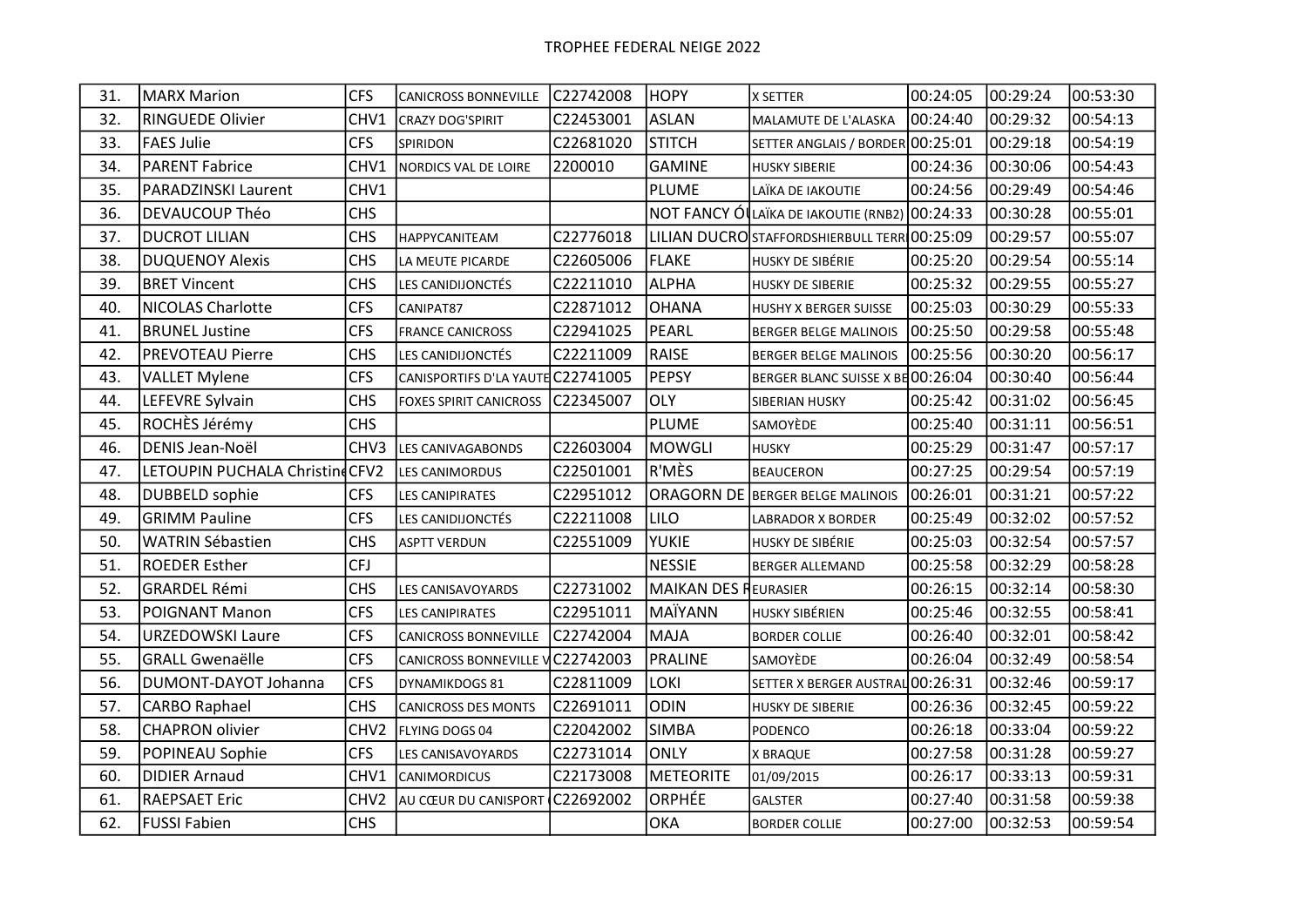TROPHEE FEDERAL NEIGE 2022

| | | | | | | | | | |
|---|---|---|---|---|---|---|---|---|---|
| 31. | MARX Marion | CFS | CANICROSS BONNEVILLE | C22742008 | HOPY | X SETTER | 00:24:05 | 00:29:24 | 00:53:30 |
| 32. | RINGUEDE Olivier | CHV1 | CRAZY DOG'SPIRIT | C22453001 | ASLAN | MALAMUTE DE L'ALASKA | 00:24:40 | 00:29:32 | 00:54:13 |
| 33. | FAES Julie | CFS | SPIRIDON | C22681020 | STITCH | SETTER ANGLAIS / BORDER | 00:25:01 | 00:29:18 | 00:54:19 |
| 34. | PARENT Fabrice | CHV1 | NORDICS VAL DE LOIRE | 2200010 | GAMINE | HUSKY SIBERIE | 00:24:36 | 00:30:06 | 00:54:43 |
| 35. | PARADZINSKI Laurent | CHV1 | | | PLUME | LAÏKA DE IAKOUTIE | 00:24:56 | 00:29:49 | 00:54:46 |
| 36. | DEVAUCOUP Théo | CHS | | | NOT FANCY ÓI | LAÏKA DE IAKOUTIE (RNB2) | 00:24:33 | 00:30:28 | 00:55:01 |
| 37. | DUCROT LILIAN | CHS | HAPPYCANITEAM | C22776018 | LILIAN DUCRO | STAFFORDSHIERBULL TERR | 00:25:09 | 00:29:57 | 00:55:07 |
| 38. | DUQUENOY Alexis | CHS | LA MEUTE PICARDE | C22605006 | FLAKE | HUSKY DE SIBÉRIE | 00:25:20 | 00:29:54 | 00:55:14 |
| 39. | BRET Vincent | CHS | LES CANIDIJONCTÉS | C22211010 | ALPHA | HUSKY DE SIBERIE | 00:25:32 | 00:29:55 | 00:55:27 |
| 40. | NICOLAS Charlotte | CFS | CANIPAT87 | C22871012 | OHANA | HUSHY X BERGER SUISSE | 00:25:03 | 00:30:29 | 00:55:33 |
| 41. | BRUNEL Justine | CFS | FRANCE CANICROSS | C22941025 | PEARL | BERGER BELGE MALINOIS | 00:25:50 | 00:29:58 | 00:55:48 |
| 42. | PREVOTEAU Pierre | CHS | LES CANIDIJONCTÉS | C22211009 | RAISE | BERGER BELGE MALINOIS | 00:25:56 | 00:30:20 | 00:56:17 |
| 43. | VALLET Mylene | CFS | CANISPORTIFS D'LA YAUTE | C22741005 | PEPSY | BERGER BLANC SUISSE X BE | 00:26:04 | 00:30:40 | 00:56:44 |
| 44. | LEFEVRE Sylvain | CHS | FOXES SPIRIT CANICROSS | C22345007 | OLY | SIBERIAN HUSKY | 00:25:42 | 00:31:02 | 00:56:45 |
| 45. | ROCHÈS Jérémy | CHS | | | PLUME | SAMOYÈDE | 00:25:40 | 00:31:11 | 00:56:51 |
| 46. | DENIS Jean-Noël | CHV3 | LES CANIVAGABONDS | C22603004 | MOWGLI | HUSKY | 00:25:29 | 00:31:47 | 00:57:17 |
| 47. | LETOUPIN PUCHALA Christine | CFV2 | LES CANIMORDUS | C22501001 | R'MÈS | BEAUCERON | 00:27:25 | 00:29:54 | 00:57:19 |
| 48. | DUBBELD sophie | CFS | LES CANIPIRATES | C22951012 | ORAGORN DE | BERGER BELGE MALINOIS | 00:26:01 | 00:31:21 | 00:57:22 |
| 49. | GRIMM Pauline | CFS | LES CANIDIJONCTÉS | C22211008 | LILO | LABRADOR X BORDER | 00:25:49 | 00:32:02 | 00:57:52 |
| 50. | WATRIN Sébastien | CHS | ASPTT VERDUN | C22551009 | YUKIE | HUSKY DE SIBÉRIE | 00:25:03 | 00:32:54 | 00:57:57 |
| 51. | ROEDER Esther | CFJ | | | NESSIE | BERGER ALLEMAND | 00:25:58 | 00:32:29 | 00:58:28 |
| 52. | GRARDEL Rémi | CHS | LES CANISAVOYARDS | C22731002 | MAIKAN DES R | EURASIER | 00:26:15 | 00:32:14 | 00:58:30 |
| 53. | POIGNANT Manon | CFS | LES CANIPIRATES | C22951011 | MAÏYANN | HUSKY SIBÉRIEN | 00:25:46 | 00:32:55 | 00:58:41 |
| 54. | URZEDOWSKI Laure | CFS | CANICROSS BONNEVILLE | C22742004 | MAJA | BORDER COLLIE | 00:26:40 | 00:32:01 | 00:58:42 |
| 55. | GRALL Gwenaëlle | CFS | CANICROSS BONNEVILLE V | C22742003 | PRALINE | SAMOYÈDE | 00:26:04 | 00:32:49 | 00:58:54 |
| 56. | DUMONT-DAYOT Johanna | CFS | DYNAMIKDOGS 81 | C22811009 | LOKI | SETTER X BERGER AUSTRAL | 00:26:31 | 00:32:46 | 00:59:17 |
| 57. | CARBO Raphael | CHS | CANICROSS DES MONTS | C22691011 | ODIN | HUSKY DE SIBERIE | 00:26:36 | 00:32:45 | 00:59:22 |
| 58. | CHAPRON olivier | CHV2 | FLYING DOGS 04 | C22042002 | SIMBA | PODENCO | 00:26:18 | 00:33:04 | 00:59:22 |
| 59. | POPINEAU Sophie | CFS | LES CANISAVOYARDS | C22731014 | ONLY | X BRAQUE | 00:27:58 | 00:31:28 | 00:59:27 |
| 60. | DIDIER Arnaud | CHV1 | CANIMORDICUS | C22173008 | METEORITE | 01/09/2015 | 00:26:17 | 00:33:13 | 00:59:31 |
| 61. | RAEPSAET Eric | CHV2 | AU CŒUR DU CANISPORT | C22692002 | ORPHÉE | GALSTER | 00:27:40 | 00:31:58 | 00:59:38 |
| 62. | FUSSI Fabien | CHS | | | OKA | BORDER COLLIE | 00:27:00 | 00:32:53 | 00:59:54 |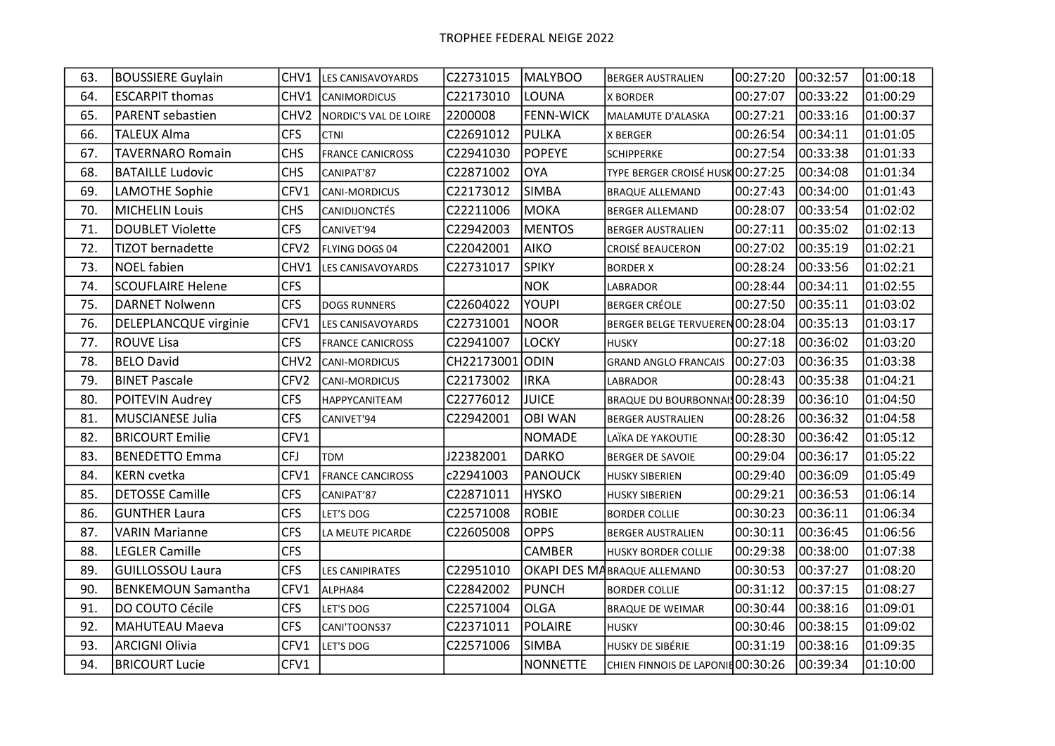# TROPHEE FEDERAL NEIGE 2022

| | | | | | | | | | |
|---|---|---|---|---|---|---|---|---|---|
| 63. | BOUSSIERE Guylain | CHV1 | LES CANISAVOYARDS | C22731015 | MALYBOO | BERGER AUSTRALIEN | 00:27:20 | 00:32:57 | 01:00:18 |
| 64. | ESCARPIT thomas | CHV1 | CANIMORDICUS | C22173010 | LOUNA | X BORDER | 00:27:07 | 00:33:22 | 01:00:29 |
| 65. | PARENT sebastien | CHV2 | NORDIC'S VAL DE LOIRE | 2200008 | FENN-WICK | MALAMUTE D'ALASKA | 00:27:21 | 00:33:16 | 01:00:37 |
| 66. | TALEUX Alma | CFS | CTNI | C22691012 | PULKA | X BERGER | 00:26:54 | 00:34:11 | 01:01:05 |
| 67. | TAVERNARO Romain | CHS | FRANCE CANICROSS | C22941030 | POPEYE | SCHIPPERKE | 00:27:54 | 00:33:38 | 01:01:33 |
| 68. | BATAILLE Ludovic | CHS | CANIPAT'87 | C22871002 | OYA | TYPE BERGER CROISÉ HUSK | 00:27:25 | 00:34:08 | 01:01:34 |
| 69. | LAMOTHE Sophie | CFV1 | CANI-MORDICUS | C22173012 | SIMBA | BRAQUE ALLEMAND | 00:27:43 | 00:34:00 | 01:01:43 |
| 70. | MICHELIN Louis | CHS | CANIDIJONCTÉS | C22211006 | MOKA | BERGER ALLEMAND | 00:28:07 | 00:33:54 | 01:02:02 |
| 71. | DOUBLET Violette | CFS | CANIVET'94 | C22942003 | MENTOS | BERGER AUSTRALIEN | 00:27:11 | 00:35:02 | 01:02:13 |
| 72. | TIZOT bernadette | CFV2 | FLYING DOGS 04 | C22042001 | AIKO | CROISÉ BEAUCERON | 00:27:02 | 00:35:19 | 01:02:21 |
| 73. | NOEL fabien | CHV1 | LES CANISAVOYARDS | C22731017 | SPIKY | BORDER X | 00:28:24 | 00:33:56 | 01:02:21 |
| 74. | SCOUFLAIRE Helene | CFS | | | NOK | LABRADOR | 00:28:44 | 00:34:11 | 01:02:55 |
| 75. | DARNET Nolwenn | CFS | DOGS RUNNERS | C22604022 | YOUPI | BERGER CRÉOLE | 00:27:50 | 00:35:11 | 01:03:02 |
| 76. | DELEPLANCQUE virginie | CFV1 | LES CANISAVOYARDS | C22731001 | NOOR | BERGER BELGE TERVUEREN | 00:28:04 | 00:35:13 | 01:03:17 |
| 77. | ROUVE Lisa | CFS | FRANCE CANICROSS | C22941007 | LOCKY | HUSKY | 00:27:18 | 00:36:02 | 01:03:20 |
| 78. | BELO David | CHV2 | CANI-MORDICUS | CH22173001 | ODIN | GRAND ANGLO FRANCAIS | 00:27:03 | 00:36:35 | 01:03:38 |
| 79. | BINET Pascale | CFV2 | CANI-MORDICUS | C22173002 | IRKA | LABRADOR | 00:28:43 | 00:35:38 | 01:04:21 |
| 80. | POITEVIN Audrey | CFS | HAPPYCANITEAM | C22776012 | JUICE | BRAQUE DU BOURBONNAIS | 00:28:39 | 00:36:10 | 01:04:50 |
| 81. | MUSCIANESE Julia | CFS | CANIVET'94 | C22942001 | OBI WAN | BERGER AUSTRALIEN | 00:28:26 | 00:36:32 | 01:04:58 |
| 82. | BRICOURT Emilie | CFV1 | | | NOMADE | LAÏKA DE YAKOUTIE | 00:28:30 | 00:36:42 | 01:05:12 |
| 83. | BENEDETTO Emma | CFJ | TDM | J22382001 | DARKO | BERGER DE SAVOIE | 00:29:04 | 00:36:17 | 01:05:22 |
| 84. | KERN cvetka | CFV1 | FRANCE CANCIROSS | c22941003 | PANOUCK | HUSKY SIBERIEN | 00:29:40 | 00:36:09 | 01:05:49 |
| 85. | DETOSSE Camille | CFS | CANIPAT'87 | C22871011 | HYSKO | HUSKY SIBERIEN | 00:29:21 | 00:36:53 | 01:06:14 |
| 86. | GUNTHER Laura | CFS | LET'S DOG | C22571008 | ROBIE | BORDER COLLIE | 00:30:23 | 00:36:11 | 01:06:34 |
| 87. | VARIN Marianne | CFS | LA MEUTE PICARDE | C22605008 | OPPS | BERGER AUSTRALIEN | 00:30:11 | 00:36:45 | 01:06:56 |
| 88. | LEGLER Camille | CFS | | | CAMBER | HUSKY BORDER COLLIE | 00:29:38 | 00:38:00 | 01:07:38 |
| 89. | GUILLOSSOU Laura | CFS | LES CANIPIRATES | C22951010 | OKAPI DES MA | BRAQUE ALLEMAND | 00:30:53 | 00:37:27 | 01:08:20 |
| 90. | BENKEMOUN Samantha | CFV1 | ALPHA84 | C22842002 | PUNCH | BORDER COLLIE | 00:31:12 | 00:37:15 | 01:08:27 |
| 91. | DO COUTO Cécile | CFS | LET'S DOG | C22571004 | OLGA | BRAQUE DE WEIMAR | 00:30:44 | 00:38:16 | 01:09:01 |
| 92. | MAHUTEAU Maeva | CFS | CANI'TOONS37 | C22371011 | POLAIRE | HUSKY | 00:30:46 | 00:38:15 | 01:09:02 |
| 93. | ARCIGNI Olivia | CFV1 | LET'S DOG | C22571006 | SIMBA | HUSKY DE SIBÉRIE | 00:31:19 | 00:38:16 | 01:09:35 |
| 94. | BRICOURT Lucie | CFV1 | | | NONNETTE | CHIEN FINNOIS DE LAPONIE | 00:30:26 | 00:39:34 | 01:10:00 |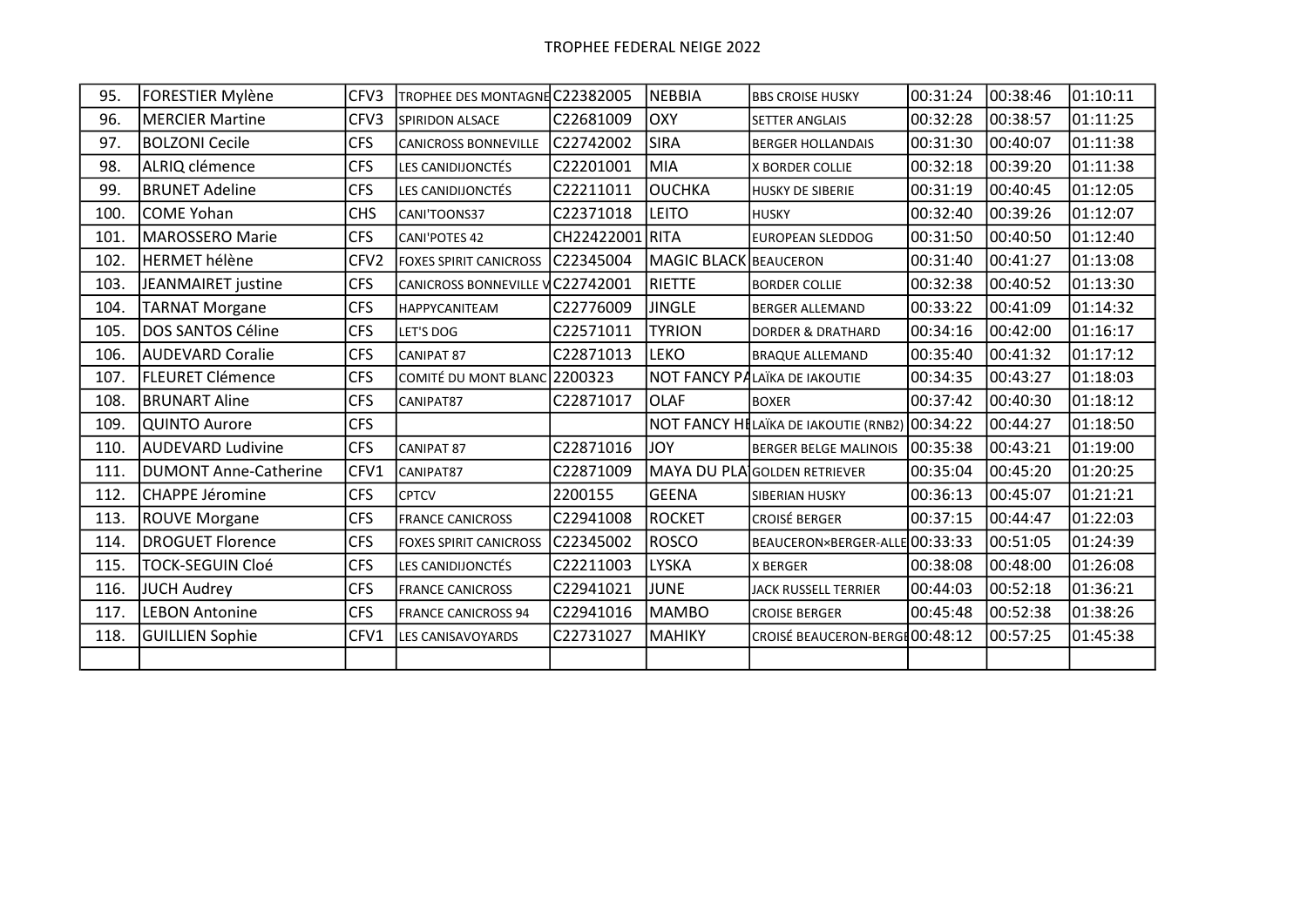TROPHEE FEDERAL NEIGE 2022

| | | | | | | | | | |
|---|---|---|---|---|---|---|---|---|---|
| 95. | FORESTIER Mylène | CFV3 | TROPHEE DES MONTAGNE | C22382005 | NEBBIA | BBS CROISE HUSKY | 00:31:24 | 00:38:46 | 01:10:11 |
| 96. | MERCIER Martine | CFV3 | SPIRIDON ALSACE | C22681009 | OXY | SETTER ANGLAIS | 00:32:28 | 00:38:57 | 01:11:25 |
| 97. | BOLZONI Cecile | CFS | CANICROSS BONNEVILLE | C22742002 | SIRA | BERGER HOLLANDAIS | 00:31:30 | 00:40:07 | 01:11:38 |
| 98. | ALRIQ clémence | CFS | LES CANIDIJONCTÉS | C22201001 | MIA | X BORDER COLLIE | 00:32:18 | 00:39:20 | 01:11:38 |
| 99. | BRUNET Adeline | CFS | LES CANIDIJONCTÉS | C22211011 | OUCHKA | HUSKY DE SIBERIE | 00:31:19 | 00:40:45 | 01:12:05 |
| 100. | COME Yohan | CHS | CANI'TOONS37 | C22371018 | LEITO | HUSKY | 00:32:40 | 00:39:26 | 01:12:07 |
| 101. | MAROSSERO Marie | CFS | CANI'POTES 42 | CH22422001 | RITA | EUROPEAN SLEDDOG | 00:31:50 | 00:40:50 | 01:12:40 |
| 102. | HERMET hélène | CFV2 | FOXES SPIRIT CANICROSS | C22345004 | MAGIC BLACK | BEAUCERON | 00:31:40 | 00:41:27 | 01:13:08 |
| 103. | JEANMAIRET justine | CFS | CANICROSS BONNEVILLE V | C22742001 | RIETTE | BORDER COLLIE | 00:32:38 | 00:40:52 | 01:13:30 |
| 104. | TARNAT Morgane | CFS | HAPPYCANITEAM | C22776009 | JINGLE | BERGER ALLEMAND | 00:33:22 | 00:41:09 | 01:14:32 |
| 105. | DOS SANTOS Céline | CFS | LET'S DOG | C22571011 | TYRION | DORDER & DRATHARD | 00:34:16 | 00:42:00 | 01:16:17 |
| 106. | AUDEVARD Coralie | CFS | CANIPAT 87 | C22871013 | LEKO | BRAQUE ALLEMAND | 00:35:40 | 00:41:32 | 01:17:12 |
| 107. | FLEURET Clémence | CFS | COMITÉ DU MONT BLANC | 2200323 | NOT FANCY PA | LAÏKA DE IAKOUTIE | 00:34:35 | 00:43:27 | 01:18:03 |
| 108. | BRUNART Aline | CFS | CANIPAT87 | C22871017 | OLAF | BOXER | 00:37:42 | 00:40:30 | 01:18:12 |
| 109. | QUINTO Aurore | CFS | | | NOT FANCY HE | LAÏKA DE IAKOUTIE (RNB2) | 00:34:22 | 00:44:27 | 01:18:50 |
| 110. | AUDEVARD Ludivine | CFS | CANIPAT 87 | C22871016 | JOY | BERGER BELGE MALINOIS | 00:35:38 | 00:43:21 | 01:19:00 |
| 111. | DUMONT Anne-Catherine | CFV1 | CANIPAT87 | C22871009 | MAYA DU PLA | GOLDEN RETRIEVER | 00:35:04 | 00:45:20 | 01:20:25 |
| 112. | CHAPPE Jéromine | CFS | CPTCV | 2200155 | GEENA | SIBERIAN HUSKY | 00:36:13 | 00:45:07 | 01:21:21 |
| 113. | ROUVE Morgane | CFS | FRANCE CANICROSS | C22941008 | ROCKET | CROISÉ BERGER | 00:37:15 | 00:44:47 | 01:22:03 |
| 114. | DROGUET Florence | CFS | FOXES SPIRIT CANICROSS | C22345002 | ROSCO | BEAUCERON×BERGER-ALLE | 00:33:33 | 00:51:05 | 01:24:39 |
| 115. | TOCK-SEGUIN Cloé | CFS | LES CANIDIJONCTÉS | C22211003 | LYSKA | X BERGER | 00:38:08 | 00:48:00 | 01:26:08 |
| 116. | JUCH Audrey | CFS | FRANCE CANICROSS | C22941021 | JUNE | JACK RUSSELL TERRIER | 00:44:03 | 00:52:18 | 01:36:21 |
| 117. | LEBON Antonine | CFS | FRANCE CANICROSS 94 | C22941016 | MAMBO | CROISE BERGER | 00:45:48 | 00:52:38 | 01:38:26 |
| 118. | GUILLIEN Sophie | CFV1 | LES CANISAVOYARDS | C22731027 | MAHIKY | CROISÉ BEAUCERON-BERGE | 00:48:12 | 00:57:25 | 01:45:38 |
| | | | | | | | | | |